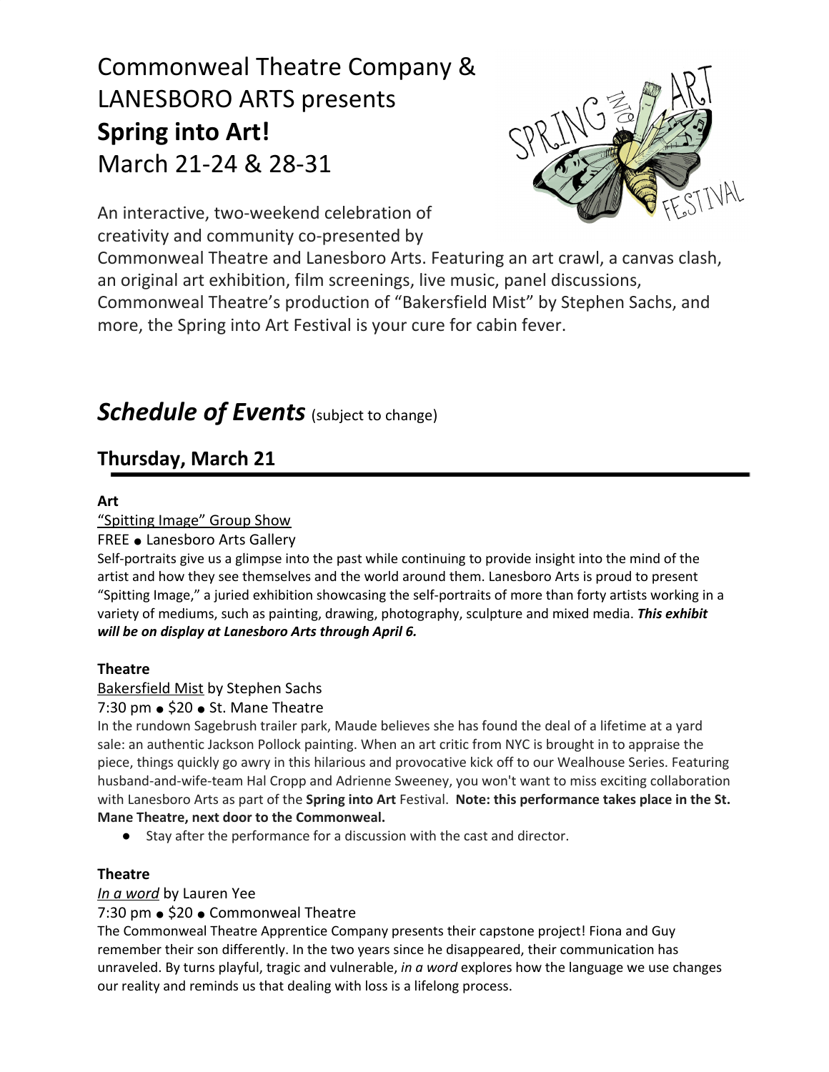# Commonweal Theatre Company & LANESBORO ARTS presents **Spring into Art!** March 21-24 & 28-31

An interactive, two-weekend celebration of creativity and community co-presented by Commonweal Theatre and Lanesboro Arts. Featuring an art crawl, a canvas clash, an original art exhibition, film screenings, live music, panel discussions, Commonweal Theatre's production of "Bakersfield Mist" by Stephen Sachs, and more, the Spring into Art Festival is your cure for cabin fever.

## ***Schedule of Events*** (subject to change)

### Thursday, March 21

**Art**

"Spitting Image" Group Show

FREE ● Lanesboro Arts Gallery

Self-portraits give us a glimpse into the past while continuing to provide insight into the mind of the artist and how they see themselves and the world around them. Lanesboro Arts is proud to present "Spitting Image," a juried exhibition showcasing the self-portraits of more than forty artists working in a variety of mediums, such as painting, drawing, photography, sculpture and mixed media. ***This exhibit will be on display at Lanesboro Arts through April 6.***

**Theatre**

Bakersfield Mist by Stephen Sachs

7:30 pm ● $20 ● St. Mane Theatre

In the rundown Sagebrush trailer park, Maude believes she has found the deal of a lifetime at a yard sale: an authentic Jackson Pollock painting. When an art critic from NYC is brought in to appraise the piece, things quickly go awry in this hilarious and provocative kick off to our Wealhouse Series. Featuring husband-and-wife-team Hal Cropp and Adrienne Sweeney, you won't want to miss exciting collaboration with Lanesboro Arts as part of the **Spring into Art** Festival. **Note: this performance takes place in the St. Mane Theatre, next door to the Commonweal.**

- Stay after the performance for a discussion with the cast and director.

**Theatre**

*In a word* by Lauren Yee

7:30 pm ● $20 ● Commonweal Theatre

The Commonweal Theatre Apprentice Company presents their capstone project! Fiona and Guy remember their son differently. In the two years since he disappeared, their communication has unraveled. By turns playful, tragic and vulnerable, *in a word* explores how the language we use changes our reality and reminds us that dealing with loss is a lifelong process.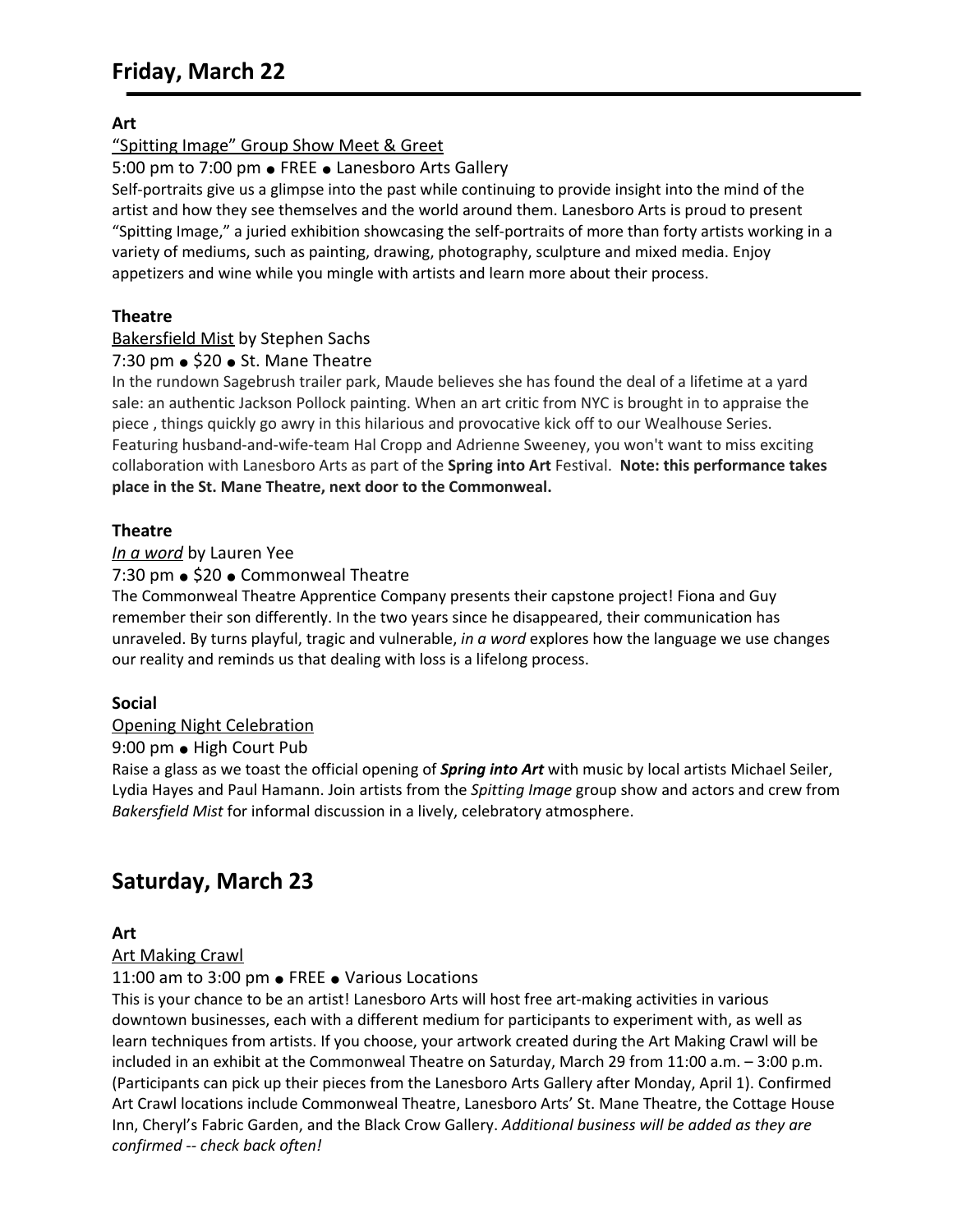# Friday, March 22

**Art**

"Spitting Image" Group Show Meet & Greet

5:00 pm to 7:00 pm ● FREE ● Lanesboro Arts Gallery

Self-portraits give us a glimpse into the past while continuing to provide insight into the mind of the artist and how they see themselves and the world around them. Lanesboro Arts is proud to present "Spitting Image," a juried exhibition showcasing the self-portraits of more than forty artists working in a variety of mediums, such as painting, drawing, photography, sculpture and mixed media. Enjoy appetizers and wine while you mingle with artists and learn more about their process.

**Theatre**

Bakersfield Mist by Stephen Sachs

7:30 pm ● $20 ● St. Mane Theatre

In the rundown Sagebrush trailer park, Maude believes she has found the deal of a lifetime at a yard sale: an authentic Jackson Pollock painting. When an art critic from NYC is brought in to appraise the piece , things quickly go awry in this hilarious and provocative kick off to our Wealhouse Series. Featuring husband-and-wife-team Hal Cropp and Adrienne Sweeney, you won't want to miss exciting collaboration with Lanesboro Arts as part of the **Spring into Art** Festival. **Note: this performance takes place in the St. Mane Theatre, next door to the Commonweal.**

**Theatre**

*In a word* by Lauren Yee

7:30 pm ● $20 ● Commonweal Theatre

The Commonweal Theatre Apprentice Company presents their capstone project! Fiona and Guy remember their son differently. In the two years since he disappeared, their communication has unraveled. By turns playful, tragic and vulnerable, *in a word* explores how the language we use changes our reality and reminds us that dealing with loss is a lifelong process.

**Social**

Opening Night Celebration

9:00 pm ● High Court Pub

Raise a glass as we toast the official opening of ***Spring into Art*** with music by local artists Michael Seiler, Lydia Hayes and Paul Hamann. Join artists from the *Spitting Image* group show and actors and crew from *Bakersfield Mist* for informal discussion in a lively, celebratory atmosphere.

# Saturday, March 23

**Art**

Art Making Crawl

11:00 am to 3:00 pm ● FREE ● Various Locations

This is your chance to be an artist! Lanesboro Arts will host free art-making activities in various downtown businesses, each with a different medium for participants to experiment with, as well as learn techniques from artists. If you choose, your artwork created during the Art Making Crawl will be included in an exhibit at the Commonweal Theatre on Saturday, March 29 from 11:00 a.m. – 3:00 p.m. (Participants can pick up their pieces from the Lanesboro Arts Gallery after Monday, April 1). Confirmed Art Crawl locations include Commonweal Theatre, Lanesboro Arts' St. Mane Theatre, the Cottage House Inn, Cheryl's Fabric Garden, and the Black Crow Gallery. *Additional business will be added as they are confirmed -- check back often!*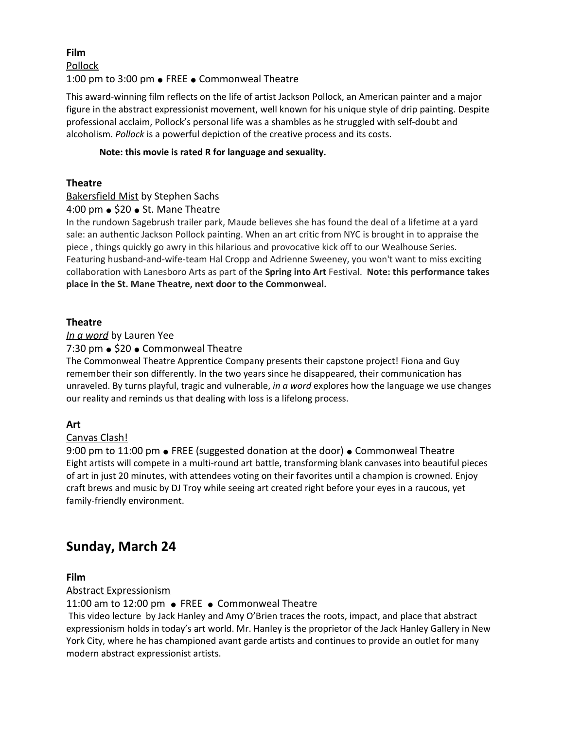**Film**

Pollock

1:00 pm to 3:00 pm ● FREE ● Commonweal Theatre

This award-winning film reflects on the life of artist Jackson Pollock, an American painter and a major figure in the abstract expressionist movement, well known for his unique style of drip painting. Despite professional acclaim, Pollock's personal life was a shambles as he struggled with self-doubt and alcoholism. *Pollock* is a powerful depiction of the creative process and its costs.

**Note: this movie is rated R for language and sexuality.**

**Theatre**

Bakersfield Mist by Stephen Sachs

4:00 pm ● $20 ● St. Mane Theatre

In the rundown Sagebrush trailer park, Maude believes she has found the deal of a lifetime at a yard sale: an authentic Jackson Pollock painting. When an art critic from NYC is brought in to appraise the piece , things quickly go awry in this hilarious and provocative kick off to our Wealhouse Series. Featuring husband-and-wife-team Hal Cropp and Adrienne Sweeney, you won't want to miss exciting collaboration with Lanesboro Arts as part of the **Spring into Art** Festival. **Note: this performance takes place in the St. Mane Theatre, next door to the Commonweal.**

**Theatre**

*In a word* by Lauren Yee

7:30 pm ● $20 ● Commonweal Theatre

The Commonweal Theatre Apprentice Company presents their capstone project! Fiona and Guy remember their son differently. In the two years since he disappeared, their communication has unraveled. By turns playful, tragic and vulnerable, *in a word* explores how the language we use changes our reality and reminds us that dealing with loss is a lifelong process.

**Art**

Canvas Clash!

9:00 pm to 11:00 pm ● FREE (suggested donation at the door) ● Commonweal Theatre

Eight artists will compete in a multi-round art battle, transforming blank canvases into beautiful pieces of art in just 20 minutes, with attendees voting on their favorites until a champion is crowned. Enjoy craft brews and music by DJ Troy while seeing art created right before your eyes in a raucous, yet family-friendly environment.

## Sunday, March 24

**Film**

Abstract Expressionism

11:00 am to 12:00 pm ● FREE ● Commonweal Theatre

This video lecture by Jack Hanley and Amy O'Brien traces the roots, impact, and place that abstract expressionism holds in today's art world. Mr. Hanley is the proprietor of the Jack Hanley Gallery in New York City, where he has championed avant garde artists and continues to provide an outlet for many modern abstract expressionist artists.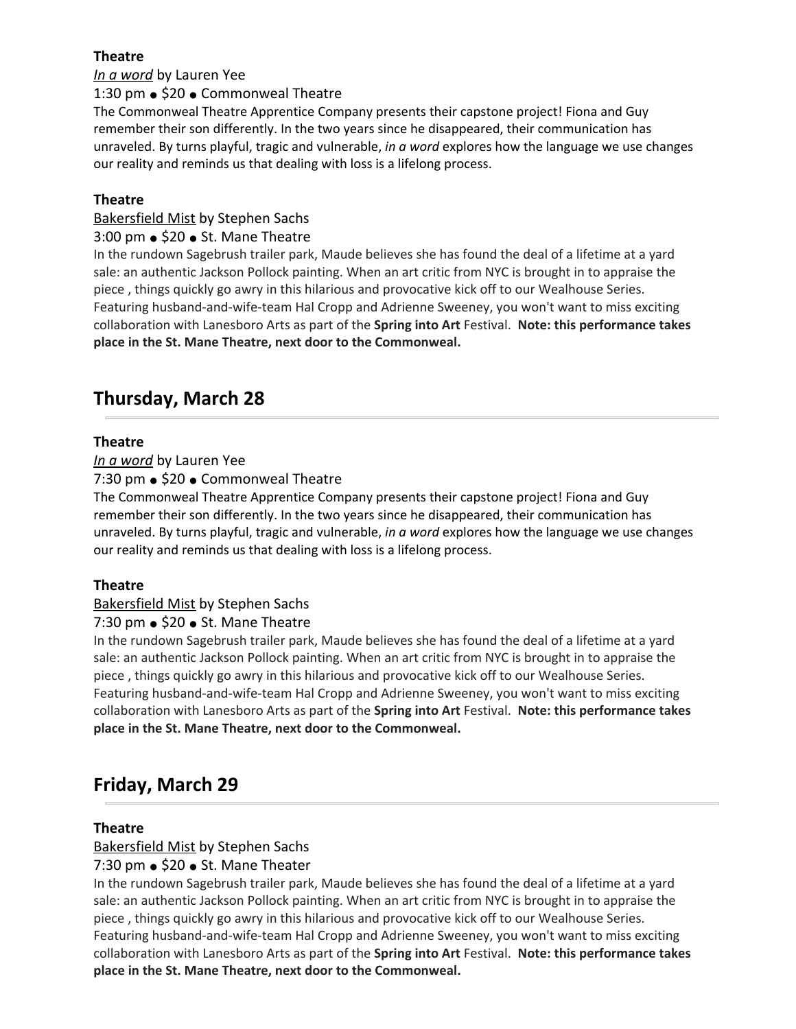**Theatre**

*In a word* by Lauren Yee

1:30 pm ● $20 ● Commonweal Theatre

The Commonweal Theatre Apprentice Company presents their capstone project! Fiona and Guy remember their son differently. In the two years since he disappeared, their communication has unraveled. By turns playful, tragic and vulnerable, *in a word* explores how the language we use changes our reality and reminds us that dealing with loss is a lifelong process.

**Theatre**

Bakersfield Mist by Stephen Sachs

3:00 pm ● $20 ● St. Mane Theatre

In the rundown Sagebrush trailer park, Maude believes she has found the deal of a lifetime at a yard sale: an authentic Jackson Pollock painting. When an art critic from NYC is brought in to appraise the piece , things quickly go awry in this hilarious and provocative kick off to our Wealhouse Series. Featuring husband-and-wife-team Hal Cropp and Adrienne Sweeney, you won't want to miss exciting collaboration with Lanesboro Arts as part of the **Spring into Art** Festival. **Note: this performance takes place in the St. Mane Theatre, next door to the Commonweal.**

## Thursday, March 28

**Theatre**

*In a word* by Lauren Yee

7:30 pm ● $20 ● Commonweal Theatre

The Commonweal Theatre Apprentice Company presents their capstone project! Fiona and Guy remember their son differently. In the two years since he disappeared, their communication has unraveled. By turns playful, tragic and vulnerable, *in a word* explores how the language we use changes our reality and reminds us that dealing with loss is a lifelong process.

**Theatre**

Bakersfield Mist by Stephen Sachs

7:30 pm ● $20 ● St. Mane Theatre

In the rundown Sagebrush trailer park, Maude believes she has found the deal of a lifetime at a yard sale: an authentic Jackson Pollock painting. When an art critic from NYC is brought in to appraise the piece , things quickly go awry in this hilarious and provocative kick off to our Wealhouse Series. Featuring husband-and-wife-team Hal Cropp and Adrienne Sweeney, you won't want to miss exciting collaboration with Lanesboro Arts as part of the **Spring into Art** Festival. **Note: this performance takes place in the St. Mane Theatre, next door to the Commonweal.**

## Friday, March 29

**Theatre**

Bakersfield Mist by Stephen Sachs

7:30 pm ● $20 ● St. Mane Theater

In the rundown Sagebrush trailer park, Maude believes she has found the deal of a lifetime at a yard sale: an authentic Jackson Pollock painting. When an art critic from NYC is brought in to appraise the piece , things quickly go awry in this hilarious and provocative kick off to our Wealhouse Series. Featuring husband-and-wife-team Hal Cropp and Adrienne Sweeney, you won't want to miss exciting collaboration with Lanesboro Arts as part of the **Spring into Art** Festival. **Note: this performance takes place in the St. Mane Theatre, next door to the Commonweal.**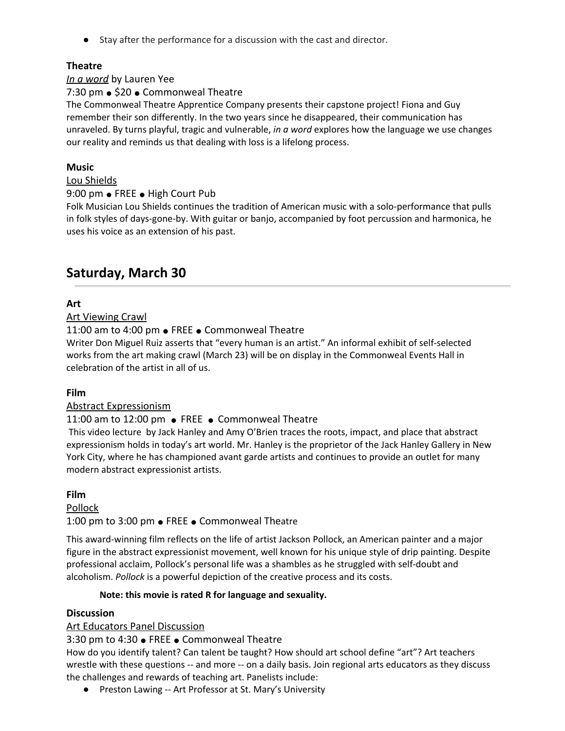- Stay after the performance for a discussion with the cast and director.

**Theatre**

*In a word* by Lauren Yee

7:30 pm ● $20 ● Commonweal Theatre

The Commonweal Theatre Apprentice Company presents their capstone project! Fiona and Guy remember their son differently. In the two years since he disappeared, their communication has unraveled. By turns playful, tragic and vulnerable, *in a word* explores how the language we use changes our reality and reminds us that dealing with loss is a lifelong process.

**Music**

Lou Shields

9:00 pm ● FREE ● High Court Pub

Folk Musician Lou Shields continues the tradition of American music with a solo-performance that pulls in folk styles of days-gone-by. With guitar or banjo, accompanied by foot percussion and harmonica, he uses his voice as an extension of his past.

## Saturday, March 30

**Art**

Art Viewing Crawl

11:00 am to 4:00 pm ● FREE ● Commonweal Theatre

Writer Don Miguel Ruiz asserts that "every human is an artist." An informal exhibit of self-selected works from the art making crawl (March 23) will be on display in the Commonweal Events Hall in celebration of the artist in all of us.

**Film**

Abstract Expressionism

11:00 am to 12:00 pm ● FREE ● Commonweal Theatre

This video lecture by Jack Hanley and Amy O'Brien traces the roots, impact, and place that abstract expressionism holds in today's art world. Mr. Hanley is the proprietor of the Jack Hanley Gallery in New York City, where he has championed avant garde artists and continues to provide an outlet for many modern abstract expressionist artists.

**Film**

Pollock

1:00 pm to 3:00 pm ● FREE ● Commonweal Theatre

This award-winning film reflects on the life of artist Jackson Pollock, an American painter and a major figure in the abstract expressionist movement, well known for his unique style of drip painting. Despite professional acclaim, Pollock's personal life was a shambles as he struggled with self-doubt and alcoholism. *Pollock* is a powerful depiction of the creative process and its costs.

**Note: this movie is rated R for language and sexuality.**

**Discussion**

Art Educators Panel Discussion

3:30 pm to 4:30 ● FREE ● Commonweal Theatre

How do you identify talent? Can talent be taught? How should art school define "art"? Art teachers wrestle with these questions -- and more -- on a daily basis. Join regional arts educators as they discuss the challenges and rewards of teaching art. Panelists include:

- Preston Lawing -- Art Professor at St. Mary's University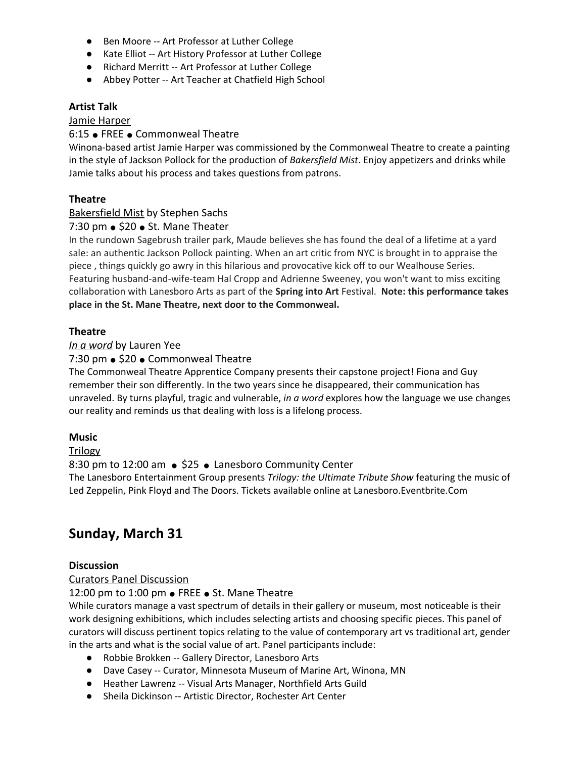- Ben Moore -- Art Professor at Luther College
- Kate Elliot -- Art History Professor at Luther College
- Richard Merritt -- Art Professor at Luther College
- Abbey Potter -- Art Teacher at Chatfield High School

**Artist Talk**

Jamie Harper

6:15 ● FREE ● Commonweal Theatre

Winona-based artist Jamie Harper was commissioned by the Commonweal Theatre to create a painting in the style of Jackson Pollock for the production of *Bakersfield Mist*. Enjoy appetizers and drinks while Jamie talks about his process and takes questions from patrons.

**Theatre**

Bakersfield Mist by Stephen Sachs

7:30 pm ● $20 ● St. Mane Theater

In the rundown Sagebrush trailer park, Maude believes she has found the deal of a lifetime at a yard sale: an authentic Jackson Pollock painting. When an art critic from NYC is brought in to appraise the piece , things quickly go awry in this hilarious and provocative kick off to our Wealhouse Series. Featuring husband-and-wife-team Hal Cropp and Adrienne Sweeney, you won't want to miss exciting collaboration with Lanesboro Arts as part of the **Spring into Art** Festival. **Note: this performance takes place in the St. Mane Theatre, next door to the Commonweal.**

**Theatre**

*In a word* by Lauren Yee

7:30 pm ● $20 ● Commonweal Theatre

The Commonweal Theatre Apprentice Company presents their capstone project! Fiona and Guy remember their son differently. In the two years since he disappeared, their communication has unraveled. By turns playful, tragic and vulnerable, *in a word* explores how the language we use changes our reality and reminds us that dealing with loss is a lifelong process.

**Music**

Trilogy

8:30 pm to 12:00 am ● $25 ● Lanesboro Community Center

The Lanesboro Entertainment Group presents *Trilogy: the Ultimate Tribute Show* featuring the music of Led Zeppelin, Pink Floyd and The Doors. Tickets available online at Lanesboro.Eventbrite.Com

## Sunday, March 31

**Discussion**

Curators Panel Discussion

12:00 pm to 1:00 pm ● FREE ● St. Mane Theatre

While curators manage a vast spectrum of details in their gallery or museum, most noticeable is their work designing exhibitions, which includes selecting artists and choosing specific pieces. This panel of curators will discuss pertinent topics relating to the value of contemporary art vs traditional art, gender in the arts and what is the social value of art. Panel participants include:

- Robbie Brokken -- Gallery Director, Lanesboro Arts
- Dave Casey -- Curator, Minnesota Museum of Marine Art, Winona, MN
- Heather Lawrenz -- Visual Arts Manager, Northfield Arts Guild
- Sheila Dickinson -- Artistic Director, Rochester Art Center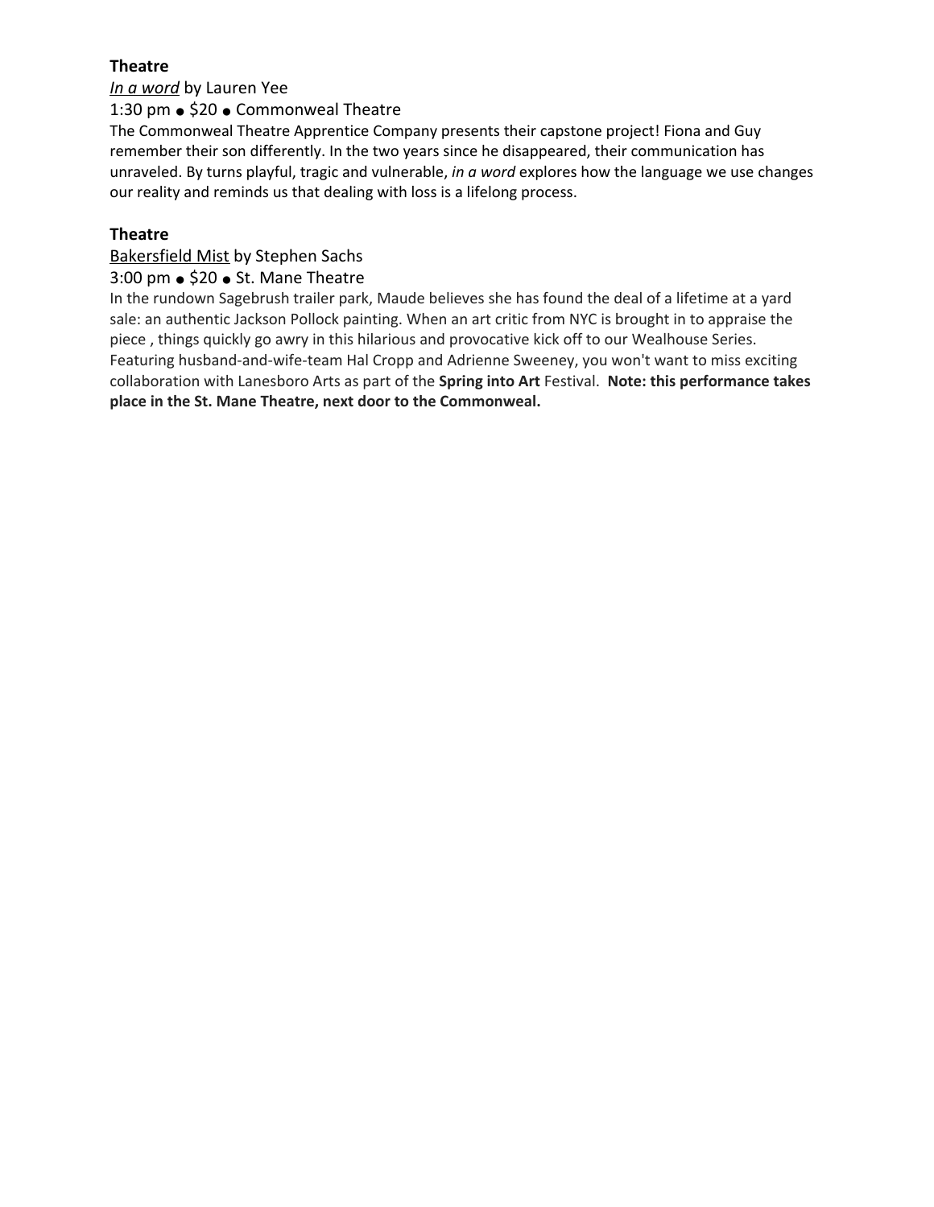**Theatre**

*In a word* by Lauren Yee

1:30 pm ● $20 ● Commonweal Theatre

The Commonweal Theatre Apprentice Company presents their capstone project! Fiona and Guy remember their son differently. In the two years since he disappeared, their communication has unraveled. By turns playful, tragic and vulnerable, *in a word* explores how the language we use changes our reality and reminds us that dealing with loss is a lifelong process.

**Theatre**

Bakersfield Mist by Stephen Sachs

3:00 pm ● $20 ● St. Mane Theatre

In the rundown Sagebrush trailer park, Maude believes she has found the deal of a lifetime at a yard sale: an authentic Jackson Pollock painting. When an art critic from NYC is brought in to appraise the piece , things quickly go awry in this hilarious and provocative kick off to our Wealhouse Series. Featuring husband-and-wife-team Hal Cropp and Adrienne Sweeney, you won't want to miss exciting collaboration with Lanesboro Arts as part of the **Spring into Art** Festival. **Note: this performance takes place in the St. Mane Theatre, next door to the Commonweal.**